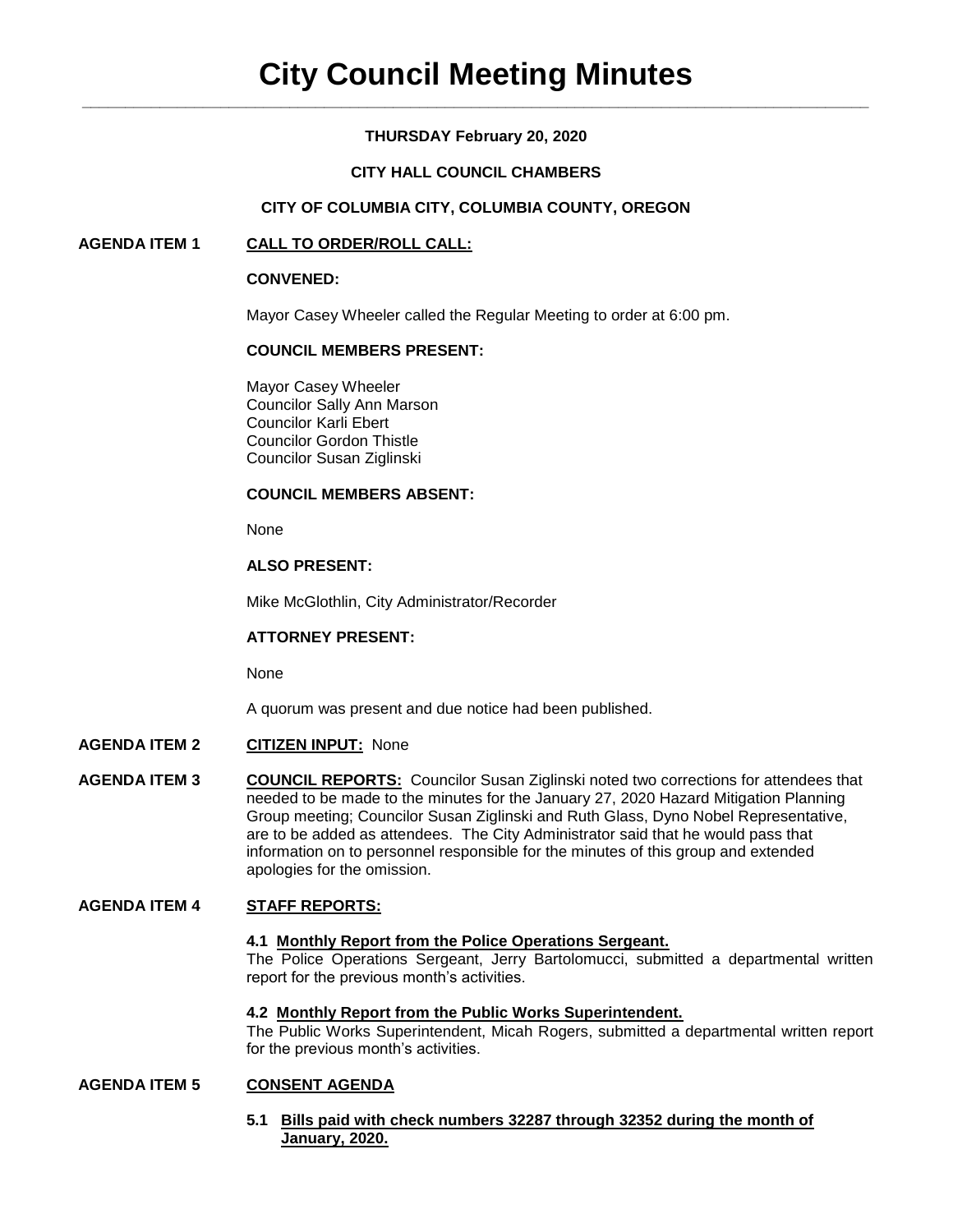# City Council Meeting Minutes

**THURSDAY February 20, 2020**

**CITY HALL COUNCIL CHAMBERS**

**CITY OF COLUMBIA CITY, COLUMBIA COUNTY, OREGON**

**AGENDA ITEM 1 CALL TO ORDER/ROLL CALL:**

**CONVENED:**

Mayor Casey Wheeler called the Regular Meeting to order at 6:00 pm.

**COUNCIL MEMBERS PRESENT:**

Mayor Casey Wheeler
Councilor Sally Ann Marson
Councilor Karli Ebert
Councilor Gordon Thistle
Councilor Susan Ziglinski

**COUNCIL MEMBERS ABSENT:**

None

**ALSO PRESENT:**

Mike McGlothlin, City Administrator/Recorder

**ATTORNEY PRESENT:**

None

A quorum was present and due notice had been published.

**AGENDA ITEM 2 CITIZEN INPUT:** None

**AGENDA ITEM 3 COUNCIL REPORTS:** Councilor Susan Ziglinski noted two corrections for attendees that needed to be made to the minutes for the January 27, 2020 Hazard Mitigation Planning Group meeting; Councilor Susan Ziglinski and Ruth Glass, Dyno Nobel Representative, are to be added as attendees. The City Administrator said that he would pass that information on to personnel responsible for the minutes of this group and extended apologies for the omission.

**AGENDA ITEM 4 STAFF REPORTS:**

**4.1 Monthly Report from the Police Operations Sergeant.**
The Police Operations Sergeant, Jerry Bartolomucci, submitted a departmental written report for the previous month's activities.

**4.2 Monthly Report from the Public Works Superintendent.**
The Public Works Superintendent, Micah Rogers, submitted a departmental written report for the previous month's activities.

**AGENDA ITEM 5 CONSENT AGENDA**

**5.1 Bills paid with check numbers 32287 through 32352 during the month of January, 2020.**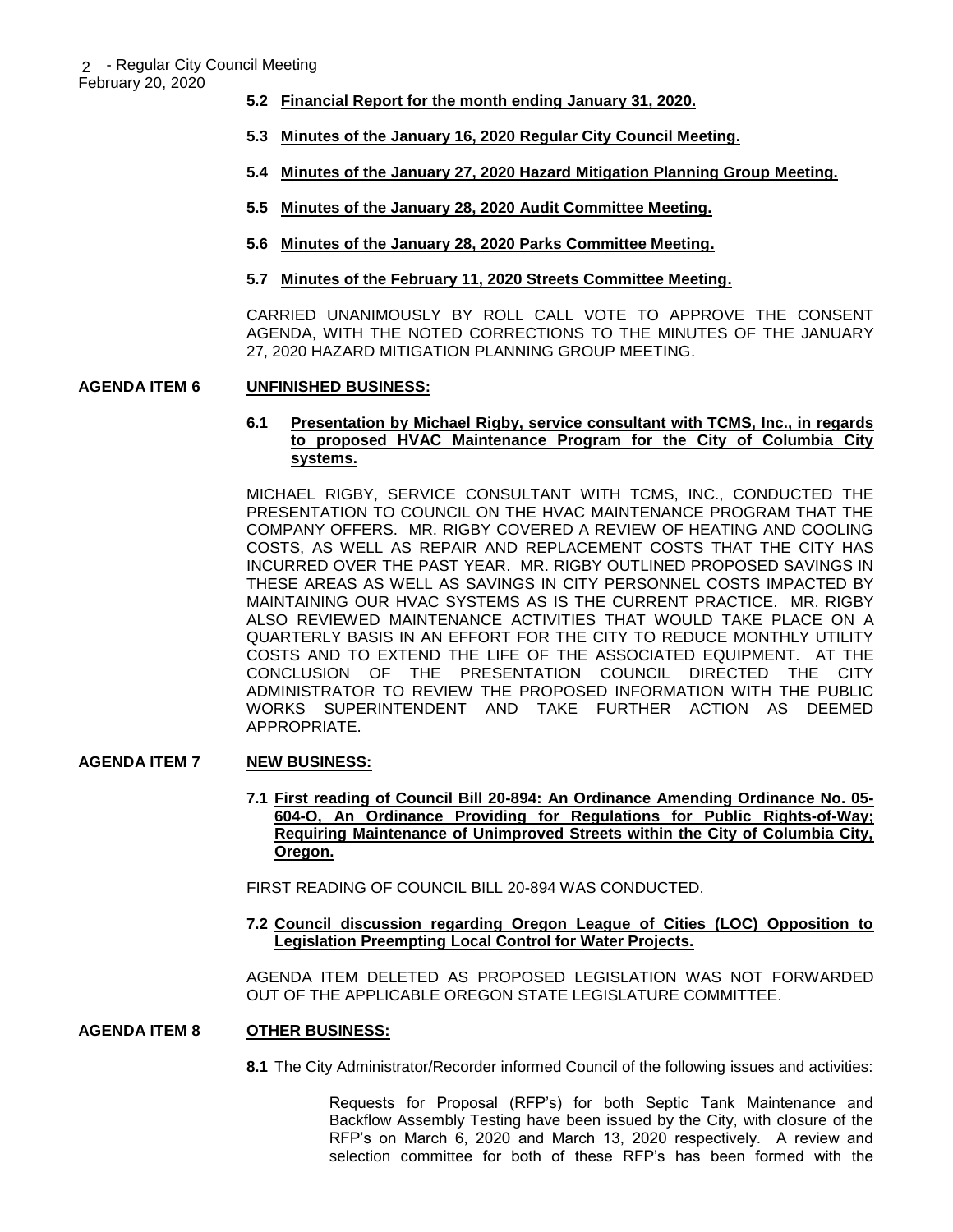**5.2 Financial Report for the month ending January 31, 2020.**

**5.3 Minutes of the January 16, 2020 Regular City Council Meeting.**

**5.4 Minutes of the January 27, 2020 Hazard Mitigation Planning Group Meeting.**

**5.5 Minutes of the January 28, 2020 Audit Committee Meeting.**

**5.6 Minutes of the January 28, 2020 Parks Committee Meeting.**

**5.7 Minutes of the February 11, 2020 Streets Committee Meeting.**

CARRIED UNANIMOUSLY BY ROLL CALL VOTE TO APPROVE THE CONSENT AGENDA, WITH THE NOTED CORRECTIONS TO THE MINUTES OF THE JANUARY 27, 2020 HAZARD MITIGATION PLANNING GROUP MEETING.

## AGENDA ITEM 6 UNFINISHED BUSINESS:

**6.1 Presentation by Michael Rigby, service consultant with TCMS, Inc., in regards to proposed HVAC Maintenance Program for the City of Columbia City systems.**

MICHAEL RIGBY, SERVICE CONSULTANT WITH TCMS, INC., CONDUCTED THE PRESENTATION TO COUNCIL ON THE HVAC MAINTENANCE PROGRAM THAT THE COMPANY OFFERS. MR. RIGBY COVERED A REVIEW OF HEATING AND COOLING COSTS, AS WELL AS REPAIR AND REPLACEMENT COSTS THAT THE CITY HAS INCURRED OVER THE PAST YEAR. MR. RIGBY OUTLINED PROPOSED SAVINGS IN THESE AREAS AS WELL AS SAVINGS IN CITY PERSONNEL COSTS IMPACTED BY MAINTAINING OUR HVAC SYSTEMS AS IS THE CURRENT PRACTICE. MR. RIGBY ALSO REVIEWED MAINTENANCE ACTIVITIES THAT WOULD TAKE PLACE ON A QUARTERLY BASIS IN AN EFFORT FOR THE CITY TO REDUCE MONTHLY UTILITY COSTS AND TO EXTEND THE LIFE OF THE ASSOCIATED EQUIPMENT. AT THE CONCLUSION OF THE PRESENTATION COUNCIL DIRECTED THE CITY ADMINISTRATOR TO REVIEW THE PROPOSED INFORMATION WITH THE PUBLIC WORKS SUPERINTENDENT AND TAKE FURTHER ACTION AS DEEMED APPROPRIATE.

## AGENDA ITEM 7 NEW BUSINESS:

**7.1 First reading of Council Bill 20-894: An Ordinance Amending Ordinance No. 05-604-O, An Ordinance Providing for Regulations for Public Rights-of-Way; Requiring Maintenance of Unimproved Streets within the City of Columbia City, Oregon.**

FIRST READING OF COUNCIL BILL 20-894 WAS CONDUCTED.

**7.2 Council discussion regarding Oregon League of Cities (LOC) Opposition to Legislation Preempting Local Control for Water Projects.**

AGENDA ITEM DELETED AS PROPOSED LEGISLATION WAS NOT FORWARDED OUT OF THE APPLICABLE OREGON STATE LEGISLATURE COMMITTEE.

## AGENDA ITEM 8 OTHER BUSINESS:

**8.1** The City Administrator/Recorder informed Council of the following issues and activities:

Requests for Proposal (RFP's) for both Septic Tank Maintenance and Backflow Assembly Testing have been issued by the City, with closure of the RFP's on March 6, 2020 and March 13, 2020 respectively. A review and selection committee for both of these RFP's has been formed with the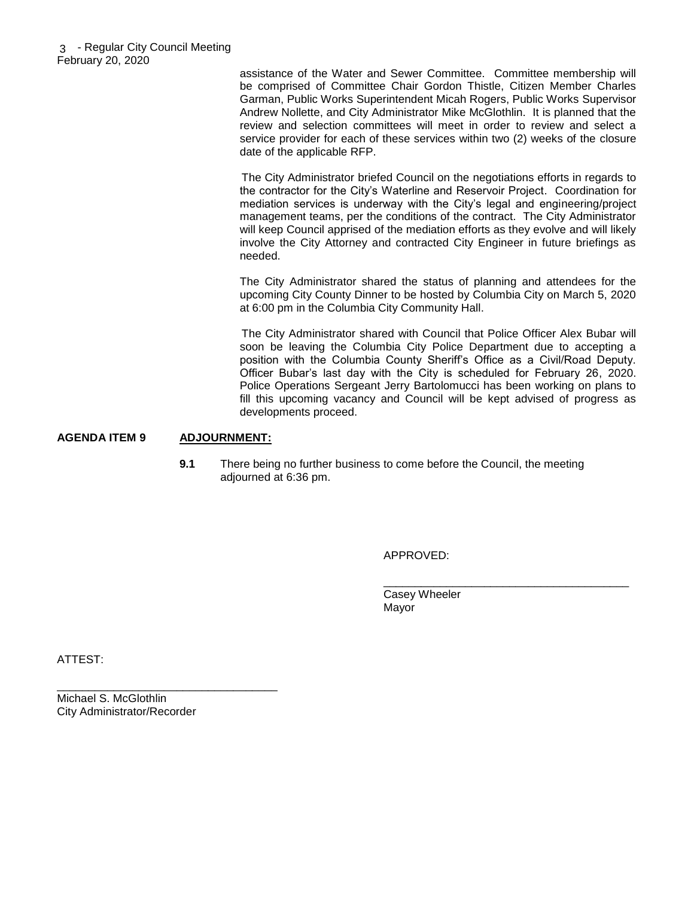assistance of the Water and Sewer Committee. Committee membership will be comprised of Committee Chair Gordon Thistle, Citizen Member Charles Garman, Public Works Superintendent Micah Rogers, Public Works Supervisor Andrew Nollette, and City Administrator Mike McGlothlin. It is planned that the review and selection committees will meet in order to review and select a service provider for each of these services within two (2) weeks of the closure date of the applicable RFP.

The City Administrator briefed Council on the negotiations efforts in regards to the contractor for the City's Waterline and Reservoir Project. Coordination for mediation services is underway with the City's legal and engineering/project management teams, per the conditions of the contract. The City Administrator will keep Council apprised of the mediation efforts as they evolve and will likely involve the City Attorney and contracted City Engineer in future briefings as needed.

The City Administrator shared the status of planning and attendees for the upcoming City County Dinner to be hosted by Columbia City on March 5, 2020 at 6:00 pm in the Columbia City Community Hall.

The City Administrator shared with Council that Police Officer Alex Bubar will soon be leaving the Columbia City Police Department due to accepting a position with the Columbia County Sheriff's Office as a Civil/Road Deputy. Officer Bubar's last day with the City is scheduled for February 26, 2020. Police Operations Sergeant Jerry Bartolomucci has been working on plans to fill this upcoming vacancy and Council will be kept advised of progress as developments proceed.

**AGENDA ITEM 9** **ADJOURNMENT:**

**9.1** There being no further business to come before the Council, the meeting adjourned at 6:36 pm.

APPROVED:

\_\_\_\_\_\_\_\_\_\_\_\_\_\_\_\_\_\_\_\_\_\_\_\_\_\_\_\_\_\_\_\_\_\_\_\_\_\_\_\_

Casey Wheeler
Mayor

ATTEST:

\_\_\_\_\_\_\_\_\_\_\_\_\_\_\_\_\_\_\_\_\_\_\_\_\_\_\_\_\_\_\_\_\_\_\_\_

Michael S. McGlothlin
City Administrator/Recorder